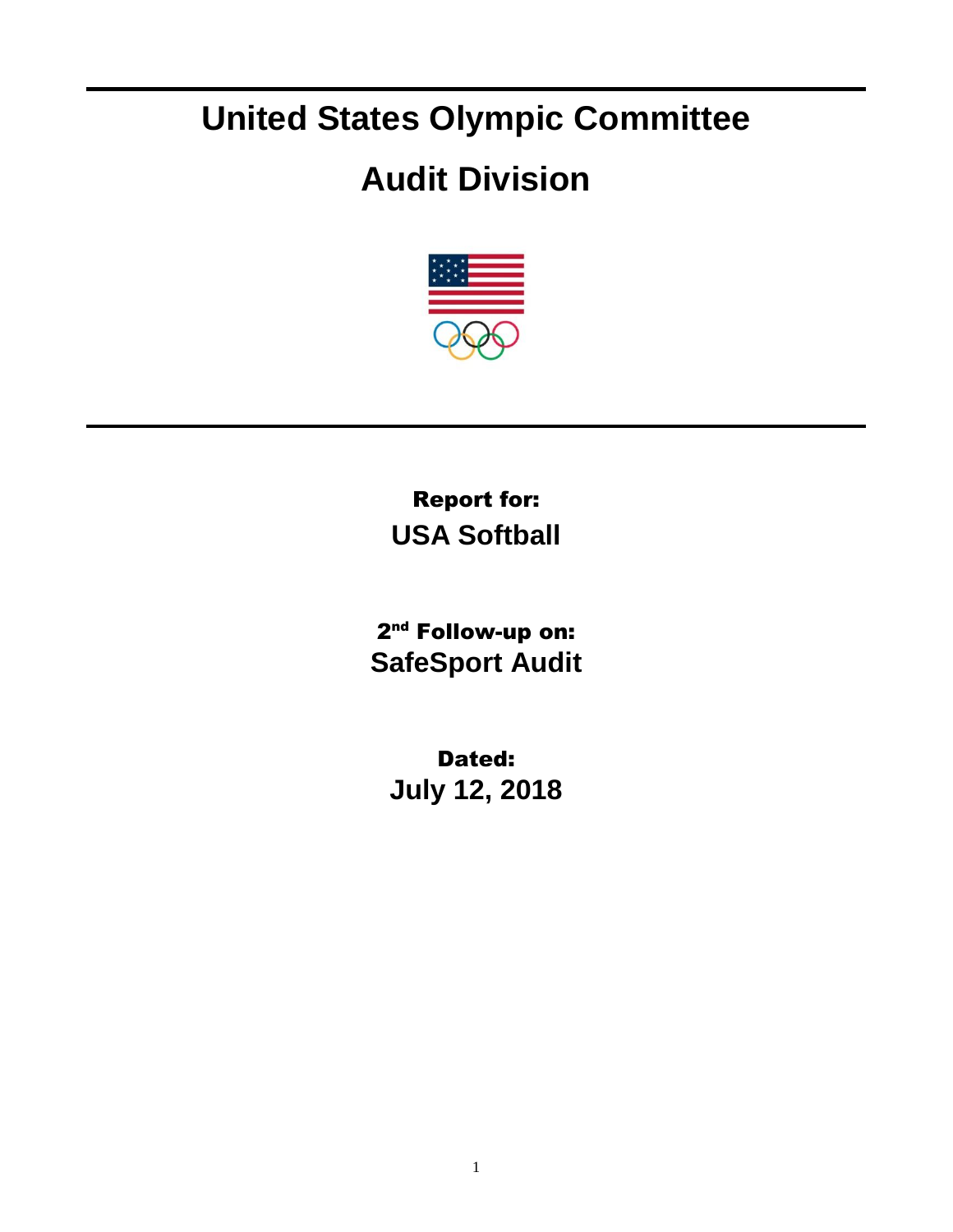# United States Olympic Committee

# Audit Division

**Report for:**

**USA Softball**

**2nd Follow-up on:**

**SafeSport Audit**

**Dated:**

**July 12, 2018**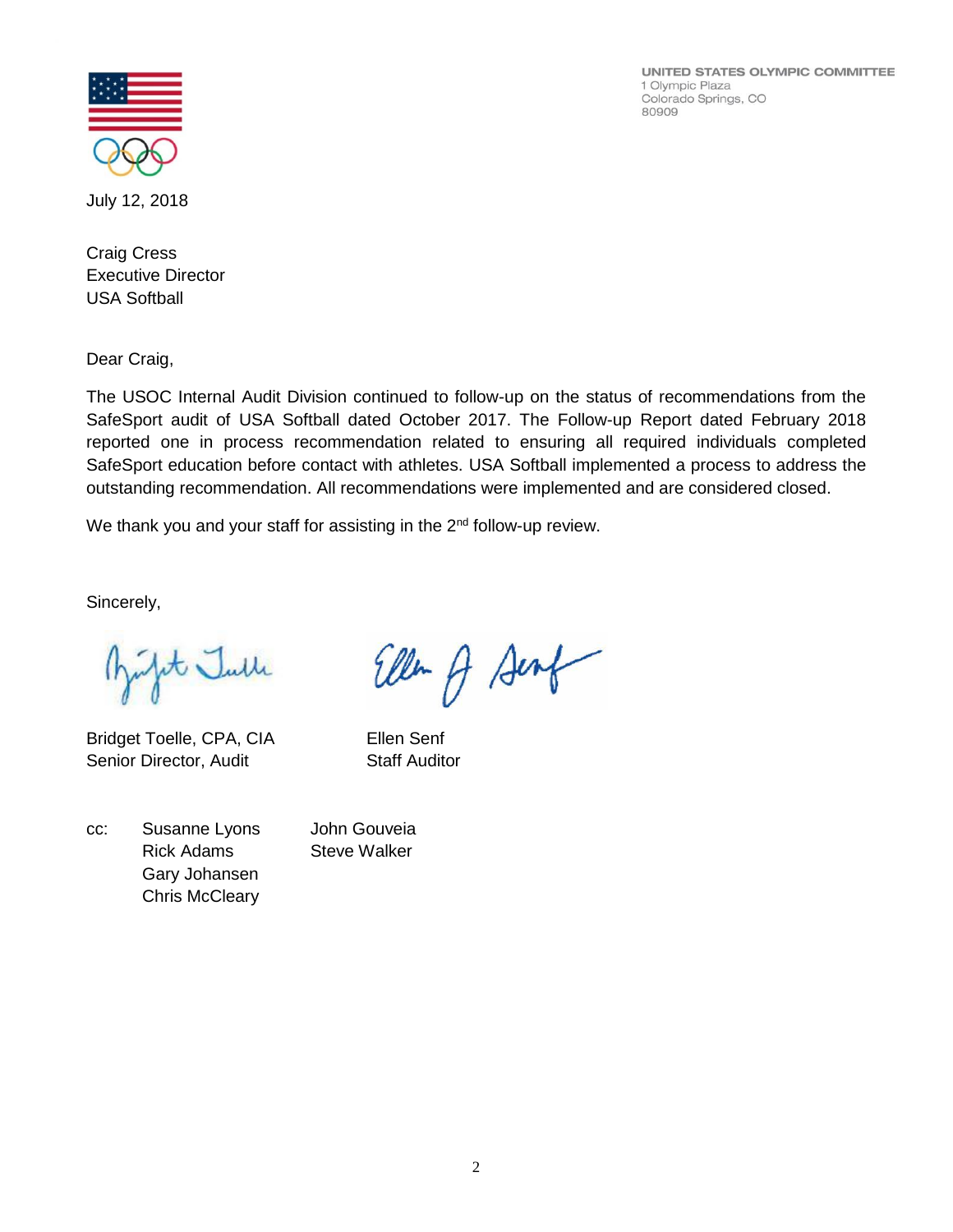UNITED STATES OLYMPIC COMMITTEE
1 Olympic Plaza
Colorado Springs, CO
80909

July 12, 2018

Craig Cress
Executive Director
USA Softball

Dear Craig,

The USOC Internal Audit Division continued to follow-up on the status of recommendations from the SafeSport audit of USA Softball dated October 2017. The Follow-up Report dated February 2018 reported one in process recommendation related to ensuring all required individuals completed SafeSport education before contact with athletes. USA Softball implemented a process to address the outstanding recommendation. All recommendations were implemented and are considered closed.

We thank you and your staff for assisting in the 2nd follow-up review.

Sincerely,

Bridget Toelle, CPA, CIA
Senior Director, Audit

Ellen Senf
Staff Auditor

cc: Susanne Lyons
Rick Adams
Gary Johansen
Chris McCleary
John Gouveia
Steve Walker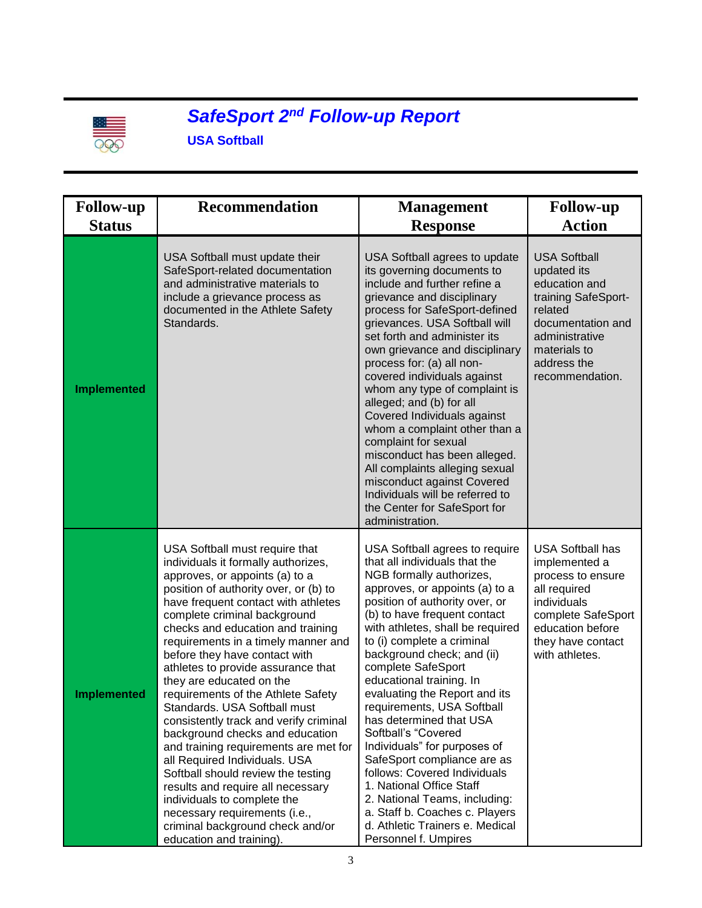# *SafeSport 2nd Follow-up Report*

**USA Softball**

| Follow-up Status | Recommendation | Management Response | Follow-up Action |
|---|---|---|---|
| **Implemented** | USA Softball must update their SafeSport-related documentation and administrative materials to include a grievance process as documented in the Athlete Safety Standards. | USA Softball agrees to update its governing documents to include and further refine a grievance and disciplinary process for SafeSport-defined grievances. USA Softball will set forth and administer its own grievance and disciplinary process for: (a) all non-covered individuals against whom any type of complaint is alleged; and (b) for all Covered Individuals against whom a complaint other than a complaint for sexual misconduct has been alleged. All complaints alleging sexual misconduct against Covered Individuals will be referred to the Center for SafeSport for administration. | USA Softball updated its education and training SafeSport-related documentation and administrative materials to address the recommendation. |
| **Implemented** | USA Softball must require that individuals it formally authorizes, approves, or appoints (a) to a position of authority over, or (b) to have frequent contact with athletes complete criminal background checks and education and training requirements in a timely manner and before they have contact with athletes to provide assurance that they are educated on the requirements of the Athlete Safety Standards. USA Softball must consistently track and verify criminal background checks and education and training requirements are met for all Required Individuals. USA Softball should review the testing results and require all necessary individuals to complete the necessary requirements (i.e., criminal background check and/or education and training). | USA Softball agrees to require that all individuals that the NGB formally authorizes, approves, or appoints (a) to a position of authority over, or (b) to have frequent contact with athletes, shall be required to (i) complete a criminal background check; and (ii) complete SafeSport educational training. In evaluating the Report and its requirements, USA Softball has determined that USA Softball's "Covered Individuals" for purposes of SafeSport compliance are as follows: Covered Individuals 1. National Office Staff 2. National Teams, including: a. Staff b. Coaches c. Players d. Athletic Trainers e. Medical Personnel f. Umpires | USA Softball has implemented a process to ensure all required individuals complete SafeSport education before they have contact with athletes. |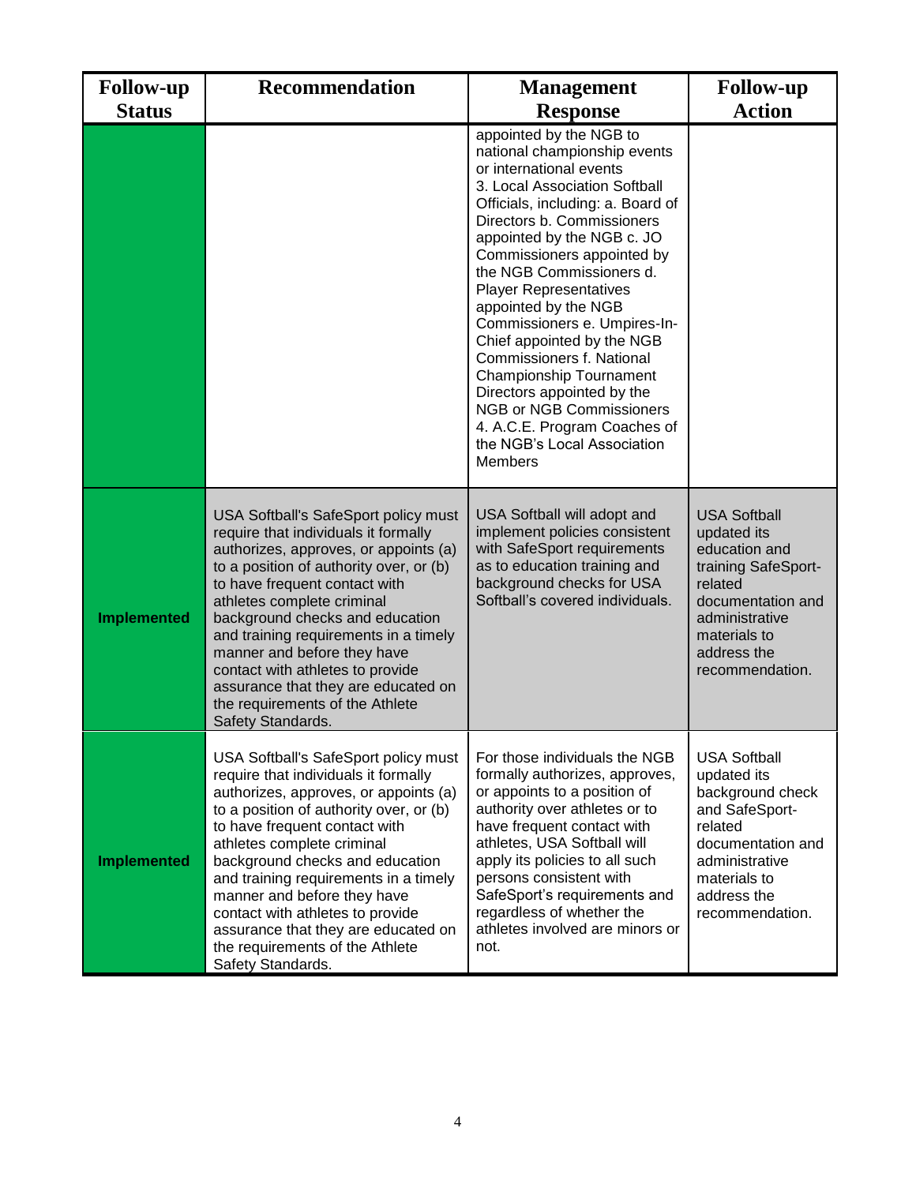| Follow-up Status | Recommendation | Management Response | Follow-up Action |
|---|---|---|---|
| | | appointed by the NGB to national championship events or international events 3. Local Association Softball Officials, including: a. Board of Directors b. Commissioners appointed by the NGB c. JO Commissioners appointed by the NGB Commissioners d. Player Representatives appointed by the NGB Commissioners e. Umpires-In-Chief appointed by the NGB Commissioners f. National Championship Tournament Directors appointed by the NGB or NGB Commissioners 4. A.C.E. Program Coaches of the NGB's Local Association Members | |
| **Implemented** | USA Softball's SafeSport policy must require that individuals it formally authorizes, approves, or appoints (a) to a position of authority over, or (b) to have frequent contact with athletes complete criminal background checks and education and training requirements in a timely manner and before they have contact with athletes to provide assurance that they are educated on the requirements of the Athlete Safety Standards. | USA Softball will adopt and implement policies consistent with SafeSport requirements as to education training and background checks for USA Softball's covered individuals. | USA Softball updated its education and training SafeSport-related documentation and administrative materials to address the recommendation. |
| **Implemented** | USA Softball's SafeSport policy must require that individuals it formally authorizes, approves, or appoints (a) to a position of authority over, or (b) to have frequent contact with athletes complete criminal background checks and education and training requirements in a timely manner and before they have contact with athletes to provide assurance that they are educated on the requirements of the Athlete Safety Standards. | For those individuals the NGB formally authorizes, approves, or appoints to a position of authority over athletes or to have frequent contact with athletes, USA Softball will apply its policies to all such persons consistent with SafeSport's requirements and regardless of whether the athletes involved are minors or not. | USA Softball updated its background check and SafeSport-related documentation and administrative materials to address the recommendation. |